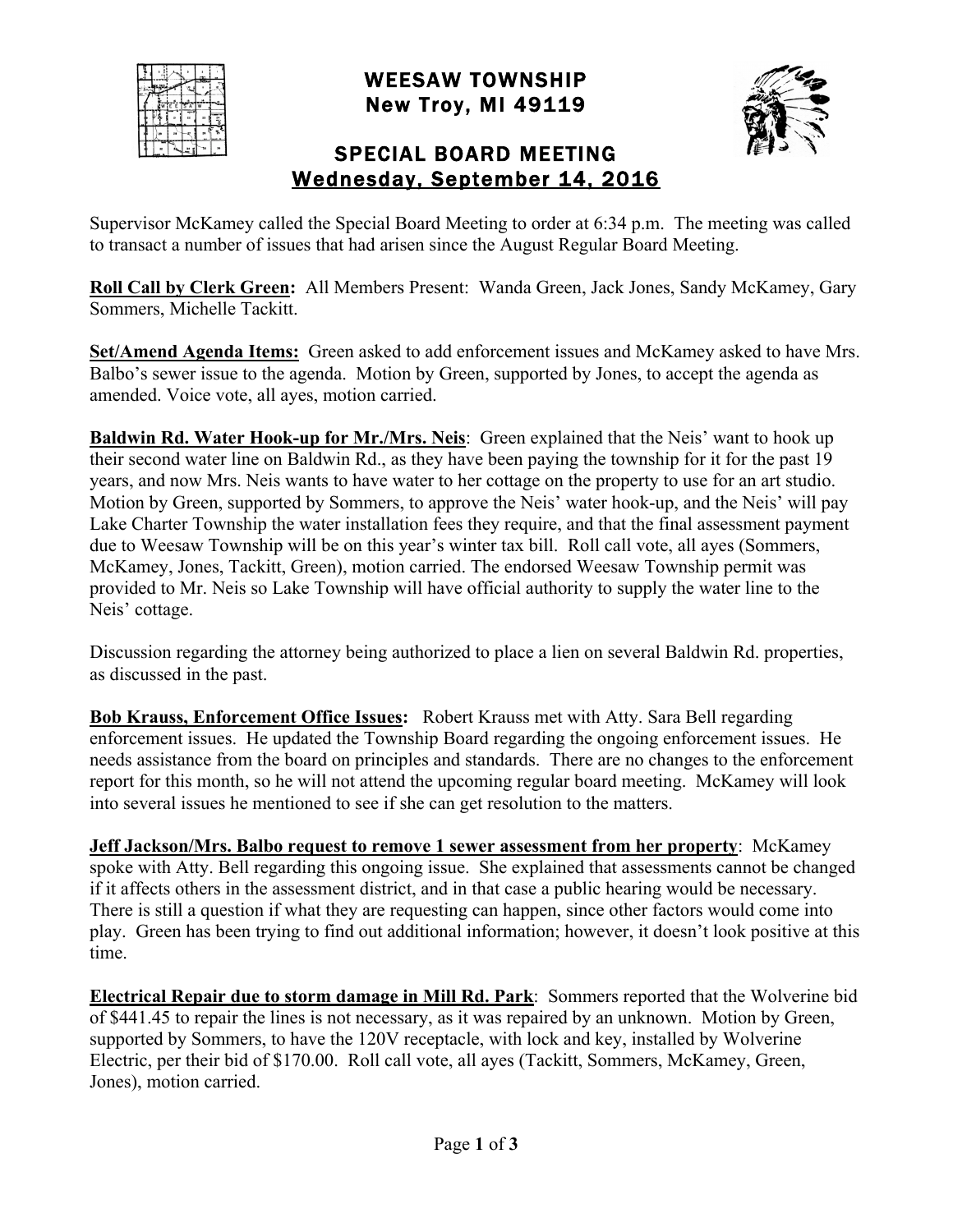# WEESAW TOWNSHIP
## New Troy, MI 49119

## SPECIAL BOARD MEETING
## Wednesday, September 14, 2016

Supervisor McKamey called the Special Board Meeting to order at 6:34 p.m. The meeting was called to transact a number of issues that had arisen since the August Regular Board Meeting.

**Roll Call by Clerk Green:** All Members Present: Wanda Green, Jack Jones, Sandy McKamey, Gary Sommers, Michelle Tackitt.

**Set/Amend Agenda Items:** Green asked to add enforcement issues and McKamey asked to have Mrs. Balbo's sewer issue to the agenda. Motion by Green, supported by Jones, to accept the agenda as amended. Voice vote, all ayes, motion carried.

**Baldwin Rd. Water Hook-up for Mr./Mrs. Neis**: Green explained that the Neis' want to hook up their second water line on Baldwin Rd., as they have been paying the township for it for the past 19 years, and now Mrs. Neis wants to have water to her cottage on the property to use for an art studio. Motion by Green, supported by Sommers, to approve the Neis' water hook-up, and the Neis' will pay Lake Charter Township the water installation fees they require, and that the final assessment payment due to Weesaw Township will be on this year's winter tax bill. Roll call vote, all ayes (Sommers, McKamey, Jones, Tackitt, Green), motion carried. The endorsed Weesaw Township permit was provided to Mr. Neis so Lake Township will have official authority to supply the water line to the Neis' cottage.

Discussion regarding the attorney being authorized to place a lien on several Baldwin Rd. properties, as discussed in the past.

**Bob Krauss, Enforcement Office Issues:** Robert Krauss met with Atty. Sara Bell regarding enforcement issues. He updated the Township Board regarding the ongoing enforcement issues. He needs assistance from the board on principles and standards. There are no changes to the enforcement report for this month, so he will not attend the upcoming regular board meeting. McKamey will look into several issues he mentioned to see if she can get resolution to the matters.

**Jeff Jackson/Mrs. Balbo request to remove 1 sewer assessment from her property**: McKamey spoke with Atty. Bell regarding this ongoing issue. She explained that assessments cannot be changed if it affects others in the assessment district, and in that case a public hearing would be necessary. There is still a question if what they are requesting can happen, since other factors would come into play. Green has been trying to find out additional information; however, it doesn't look positive at this time.

**Electrical Repair due to storm damage in Mill Rd. Park**: Sommers reported that the Wolverine bid of $441.45 to repair the lines is not necessary, as it was repaired by an unknown. Motion by Green, supported by Sommers, to have the 120V receptacle, with lock and key, installed by Wolverine Electric, per their bid of $170.00. Roll call vote, all ayes (Tackitt, Sommers, McKamey, Green, Jones), motion carried.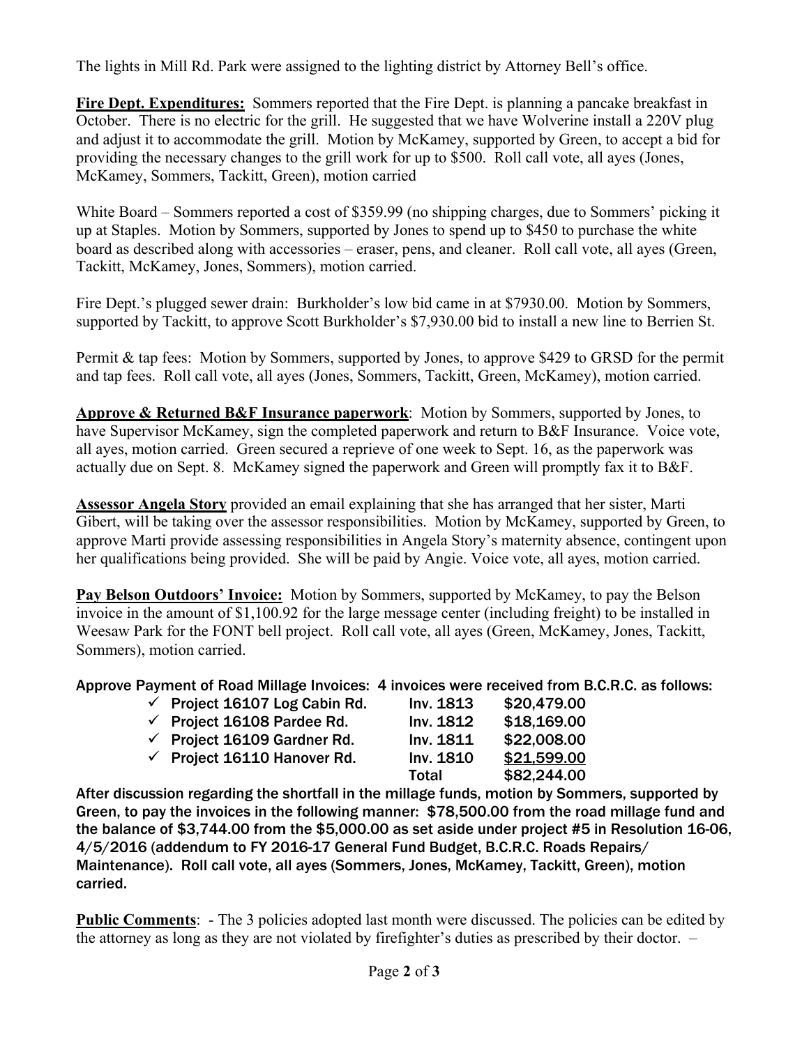The lights in Mill Rd. Park were assigned to the lighting district by Attorney Bell's office.

**Fire Dept. Expenditures:** Sommers reported that the Fire Dept. is planning a pancake breakfast in October. There is no electric for the grill. He suggested that we have Wolverine install a 220V plug and adjust it to accommodate the grill. Motion by McKamey, supported by Green, to accept a bid for providing the necessary changes to the grill work for up to $500. Roll call vote, all ayes (Jones, McKamey, Sommers, Tackitt, Green), motion carried

White Board – Sommers reported a cost of $359.99 (no shipping charges, due to Sommers' picking it up at Staples. Motion by Sommers, supported by Jones to spend up to $450 to purchase the white board as described along with accessories – eraser, pens, and cleaner. Roll call vote, all ayes (Green, Tackitt, McKamey, Jones, Sommers), motion carried.

Fire Dept.'s plugged sewer drain: Burkholder's low bid came in at $7930.00. Motion by Sommers, supported by Tackitt, to approve Scott Burkholder's $7,930.00 bid to install a new line to Berrien St.

Permit & tap fees: Motion by Sommers, supported by Jones, to approve $429 to GRSD for the permit and tap fees. Roll call vote, all ayes (Jones, Sommers, Tackitt, Green, McKamey), motion carried.

**Approve & Returned B&F Insurance paperwork**: Motion by Sommers, supported by Jones, to have Supervisor McKamey, sign the completed paperwork and return to B&F Insurance. Voice vote, all ayes, motion carried. Green secured a reprieve of one week to Sept. 16, as the paperwork was actually due on Sept. 8. McKamey signed the paperwork and Green will promptly fax it to B&F.

**Assessor Angela Story** provided an email explaining that she has arranged that her sister, Marti Gibert, will be taking over the assessor responsibilities. Motion by McKamey, supported by Green, to approve Marti provide assessing responsibilities in Angela Story's maternity absence, contingent upon her qualifications being provided. She will be paid by Angie. Voice vote, all ayes, motion carried.

**Pay Belson Outdoors' Invoice:** Motion by Sommers, supported by McKamey, to pay the Belson invoice in the amount of $1,100.92 for the large message center (including freight) to be installed in Weesaw Park for the FONT bell project. Roll call vote, all ayes (Green, McKamey, Jones, Tackitt, Sommers), motion carried.

**Approve Payment of Road Millage Invoices: 4 invoices were received from B.C.R.C. as follows:**

| | | |
|---|---|---|
| ✓ Project 16107 Log Cabin Rd. | Inv. 1813 | $20,479.00 |
| ✓ Project 16108 Pardee Rd. | Inv. 1812 | $18,169.00 |
| ✓ Project 16109 Gardner Rd. | Inv. 1811 | $22,008.00 |
| ✓ Project 16110 Hanover Rd. | Inv. 1810 | $21,599.00 |
| | Total | $82,244.00 |

**After discussion regarding the shortfall in the millage funds, motion by Sommers, supported by Green, to pay the invoices in the following manner: $78,500.00 from the road millage fund and the balance of $3,744.00 from the $5,000.00 as set aside under project #5 in Resolution 16-06, 4/5/2016 (addendum to FY 2016-17 General Fund Budget, B.C.R.C. Roads Repairs/ Maintenance). Roll call vote, all ayes (Sommers, Jones, McKamey, Tackitt, Green), motion carried.**

**Public Comments**: - The 3 policies adopted last month were discussed. The policies can be edited by the attorney as long as they are not violated by firefighter's duties as prescribed by their doctor. –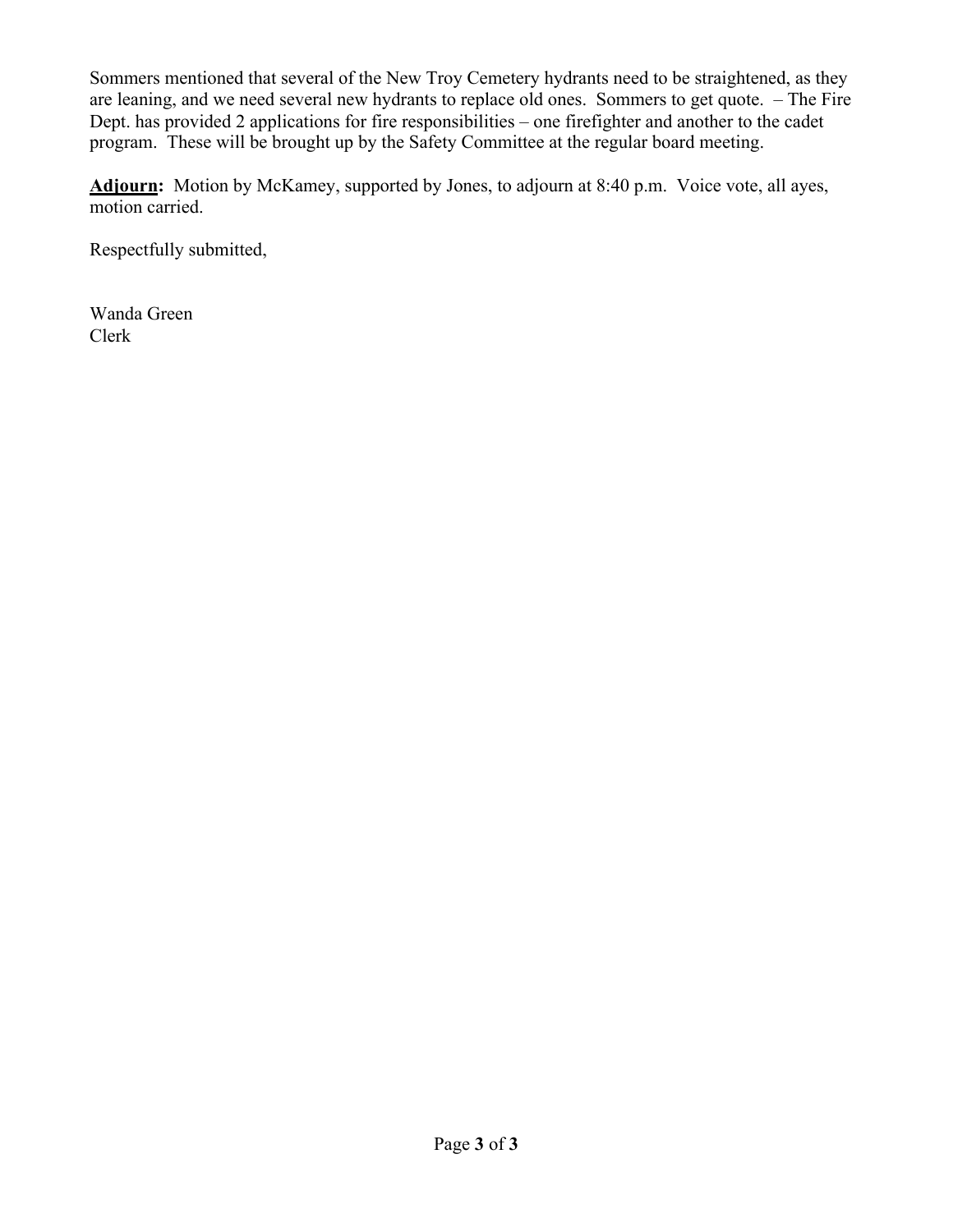Sommers mentioned that several of the New Troy Cemetery hydrants need to be straightened, as they are leaning, and we need several new hydrants to replace old ones. Sommers to get quote. – The Fire Dept. has provided 2 applications for fire responsibilities – one firefighter and another to the cadet program. These will be brought up by the Safety Committee at the regular board meeting.

**Adjourn:** Motion by McKamey, supported by Jones, to adjourn at 8:40 p.m. Voice vote, all ayes, motion carried.

Respectfully submitted,

Wanda Green
Clerk